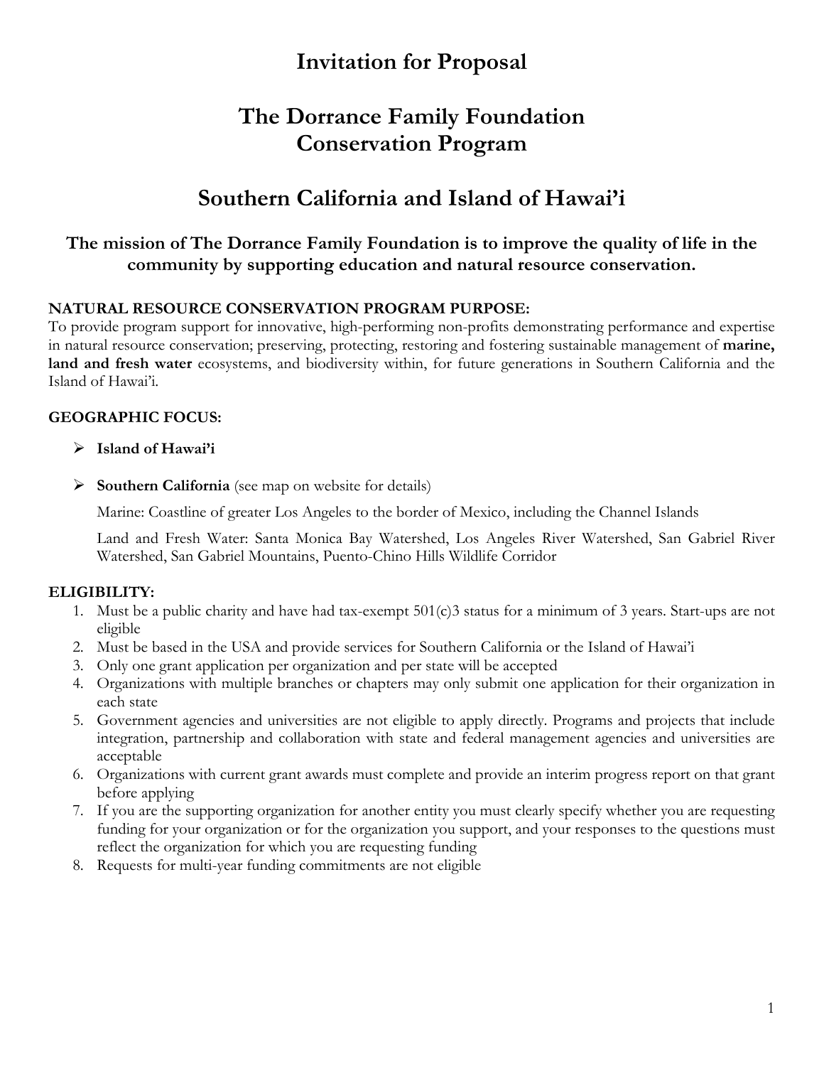# Invitation for Proposal

# The Dorrance Family Foundation Conservation Program

# Southern California and Island of Hawai'i

### The mission of The Dorrance Family Foundation is to improve the quality of life in the community by supporting education and natural resource conservation.

**NATURAL RESOURCE CONSERVATION PROGRAM PURPOSE:**
To provide program support for innovative, high-performing non-profits demonstrating performance and expertise in natural resource conservation; preserving, protecting, restoring and fostering sustainable management of **marine, land and fresh water** ecosystems, and biodiversity within, for future generations in Southern California and the Island of Hawai'i.

**GEOGRAPHIC FOCUS:**

- **Island of Hawai'i**
- **Southern California** (see map on website for details)

  Marine: Coastline of greater Los Angeles to the border of Mexico, including the Channel Islands

  Land and Fresh Water: Santa Monica Bay Watershed, Los Angeles River Watershed, San Gabriel River Watershed, San Gabriel Mountains, Puento-Chino Hills Wildlife Corridor

**ELIGIBILITY:**

1. Must be a public charity and have had tax-exempt 501(c)3 status for a minimum of 3 years. Start-ups are not eligible
2. Must be based in the USA and provide services for Southern California or the Island of Hawai'i
3. Only one grant application per organization and per state will be accepted
4. Organizations with multiple branches or chapters may only submit one application for their organization in each state
5. Government agencies and universities are not eligible to apply directly. Programs and projects that include integration, partnership and collaboration with state and federal management agencies and universities are acceptable
6. Organizations with current grant awards must complete and provide an interim progress report on that grant before applying
7. If you are the supporting organization for another entity you must clearly specify whether you are requesting funding for your organization or for the organization you support, and your responses to the questions must reflect the organization for which you are requesting funding
8. Requests for multi-year funding commitments are not eligible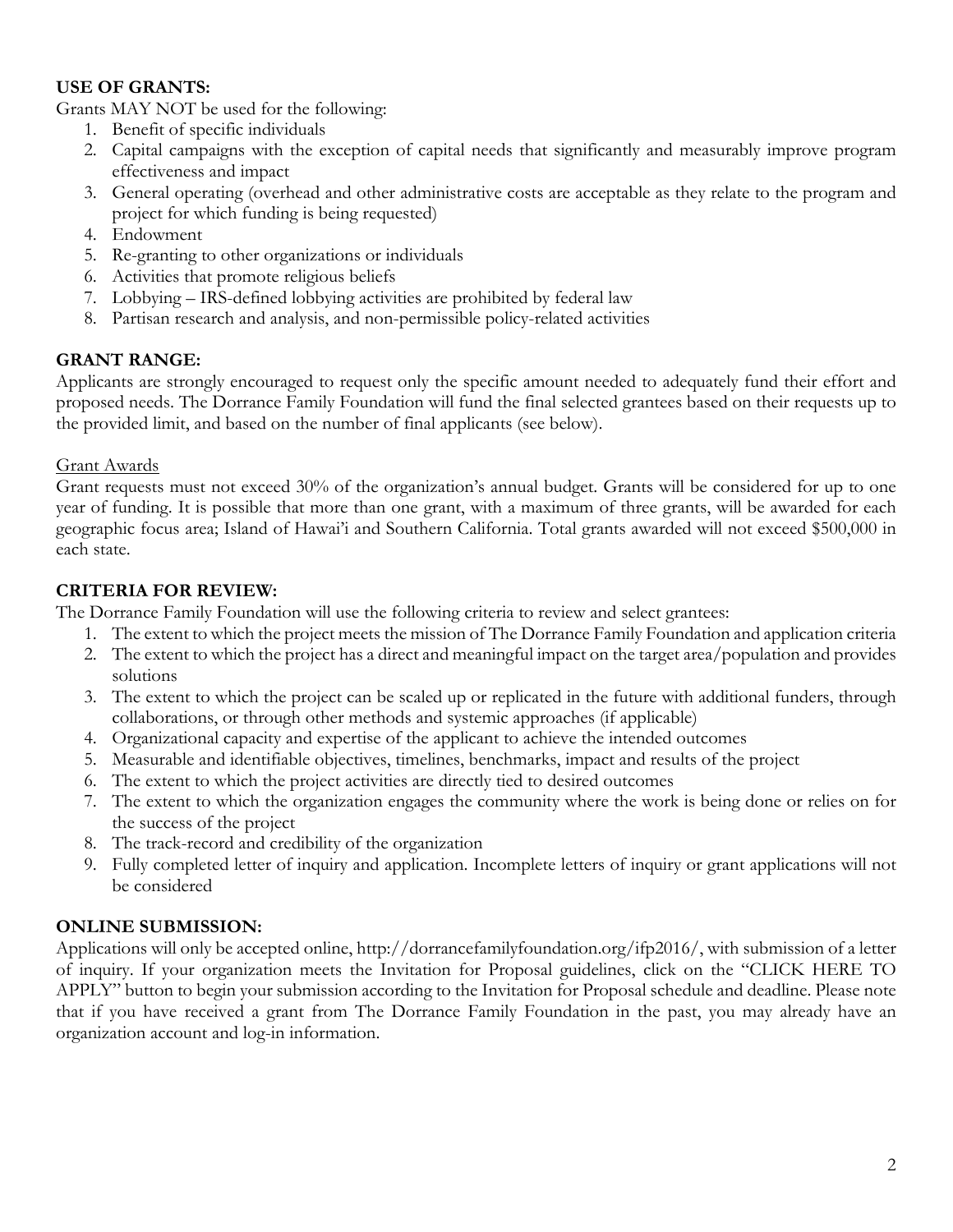**USE OF GRANTS:**

Grants MAY NOT be used for the following:

1. Benefit of specific individuals
2. Capital campaigns with the exception of capital needs that significantly and measurably improve program effectiveness and impact
3. General operating (overhead and other administrative costs are acceptable as they relate to the program and project for which funding is being requested)
4. Endowment
5. Re-granting to other organizations or individuals
6. Activities that promote religious beliefs
7. Lobbying – IRS-defined lobbying activities are prohibited by federal law
8. Partisan research and analysis, and non-permissible policy-related activities

**GRANT RANGE:**

Applicants are strongly encouraged to request only the specific amount needed to adequately fund their effort and proposed needs. The Dorrance Family Foundation will fund the final selected grantees based on their requests up to the provided limit, and based on the number of final applicants (see below).

<u>Grant Awards</u>

Grant requests must not exceed 30% of the organization's annual budget. Grants will be considered for up to one year of funding. It is possible that more than one grant, with a maximum of three grants, will be awarded for each geographic focus area; Island of Hawai'i and Southern California. Total grants awarded will not exceed $500,000 in each state.

**CRITERIA FOR REVIEW:**

The Dorrance Family Foundation will use the following criteria to review and select grantees:

1. The extent to which the project meets the mission of The Dorrance Family Foundation and application criteria
2. The extent to which the project has a direct and meaningful impact on the target area/population and provides solutions
3. The extent to which the project can be scaled up or replicated in the future with additional funders, through collaborations, or through other methods and systemic approaches (if applicable)
4. Organizational capacity and expertise of the applicant to achieve the intended outcomes
5. Measurable and identifiable objectives, timelines, benchmarks, impact and results of the project
6. The extent to which the project activities are directly tied to desired outcomes
7. The extent to which the organization engages the community where the work is being done or relies on for the success of the project
8. The track-record and credibility of the organization
9. Fully completed letter of inquiry and application. Incomplete letters of inquiry or grant applications will not be considered

**ONLINE SUBMISSION:**

Applications will only be accepted online, http://dorrancefamilyfoundation.org/ifp2016/, with submission of a letter of inquiry. If your organization meets the Invitation for Proposal guidelines, click on the "CLICK HERE TO APPLY" button to begin your submission according to the Invitation for Proposal schedule and deadline. Please note that if you have received a grant from The Dorrance Family Foundation in the past, you may already have an organization account and log-in information.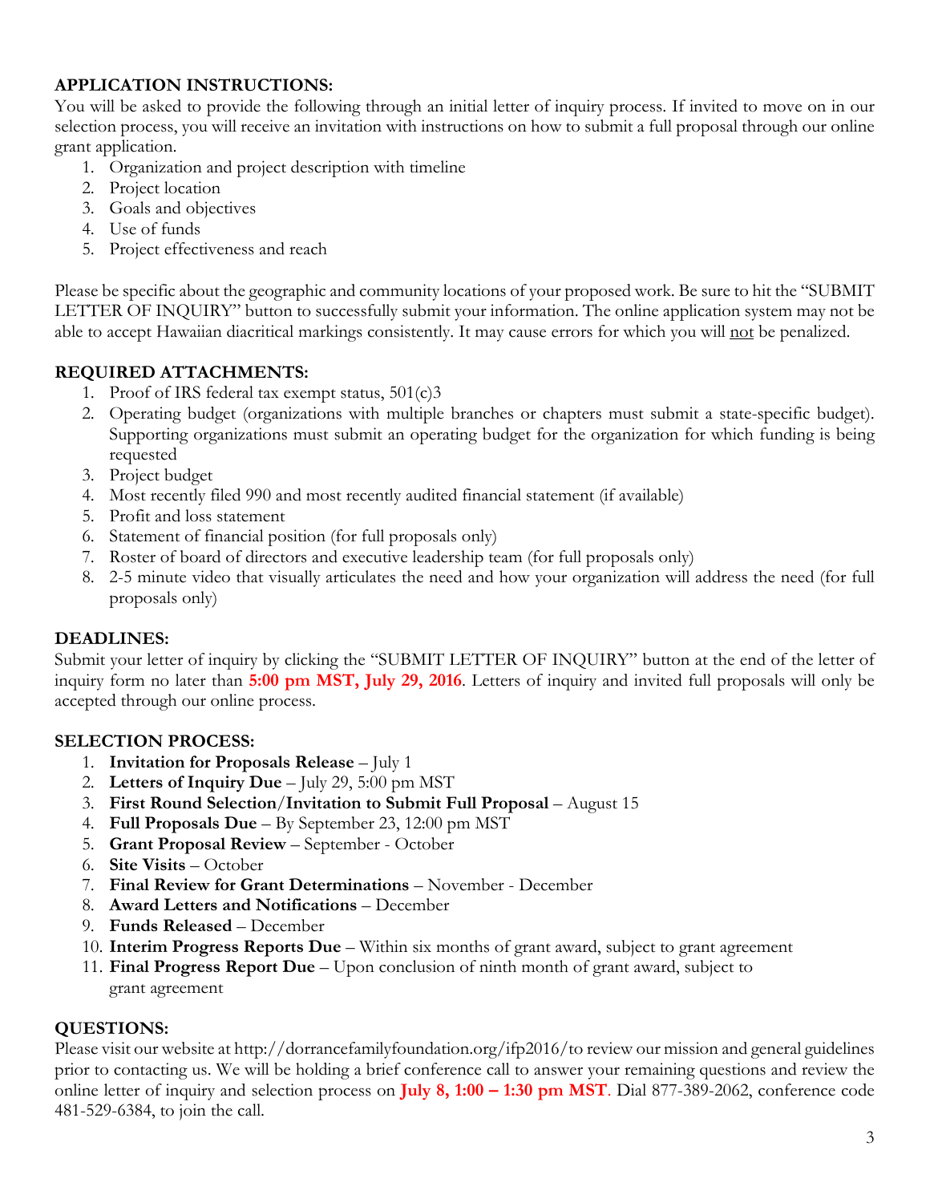## APPLICATION INSTRUCTIONS:

You will be asked to provide the following through an initial letter of inquiry process. If invited to move on in our selection process, you will receive an invitation with instructions on how to submit a full proposal through our online grant application.

1. Organization and project description with timeline
2. Project location
3. Goals and objectives
4. Use of funds
5. Project effectiveness and reach

Please be specific about the geographic and community locations of your proposed work. Be sure to hit the "SUBMIT LETTER OF INQUIRY" button to successfully submit your information. The online application system may not be able to accept Hawaiian diacritical markings consistently. It may cause errors for which you will <u>not</u> be penalized.

## REQUIRED ATTACHMENTS:

1. Proof of IRS federal tax exempt status, 501(c)3
2. Operating budget (organizations with multiple branches or chapters must submit a state-specific budget). Supporting organizations must submit an operating budget for the organization for which funding is being requested
3. Project budget
4. Most recently filed 990 and most recently audited financial statement (if available)
5. Profit and loss statement
6. Statement of financial position (for full proposals only)
7. Roster of board of directors and executive leadership team (for full proposals only)
8. 2-5 minute video that visually articulates the need and how your organization will address the need (for full proposals only)

## DEADLINES:

Submit your letter of inquiry by clicking the "SUBMIT LETTER OF INQUIRY" button at the end of the letter of inquiry form no later than **5:00 pm MST, July 29, 2016**. Letters of inquiry and invited full proposals will only be accepted through our online process.

## SELECTION PROCESS:

1. **Invitation for Proposals Release** – July 1
2. **Letters of Inquiry Due** – July 29, 5:00 pm MST
3. **First Round Selection/Invitation to Submit Full Proposal** – August 15
4. **Full Proposals Due** – By September 23, 12:00 pm MST
5. **Grant Proposal Review** – September - October
6. **Site Visits** – October
7. **Final Review for Grant Determinations** – November - December
8. **Award Letters and Notifications** – December
9. **Funds Released** – December
10. **Interim Progress Reports Due** – Within six months of grant award, subject to grant agreement
11. **Final Progress Report Due** – Upon conclusion of ninth month of grant award, subject to grant agreement

## QUESTIONS:

Please visit our website at http://dorrancefamilyfoundation.org/ifp2016/to review our mission and general guidelines prior to contacting us. We will be holding a brief conference call to answer your remaining questions and review the online letter of inquiry and selection process on **July 8, 1:00 – 1:30 pm MST**. Dial 877-389-2062, conference code 481-529-6384, to join the call.